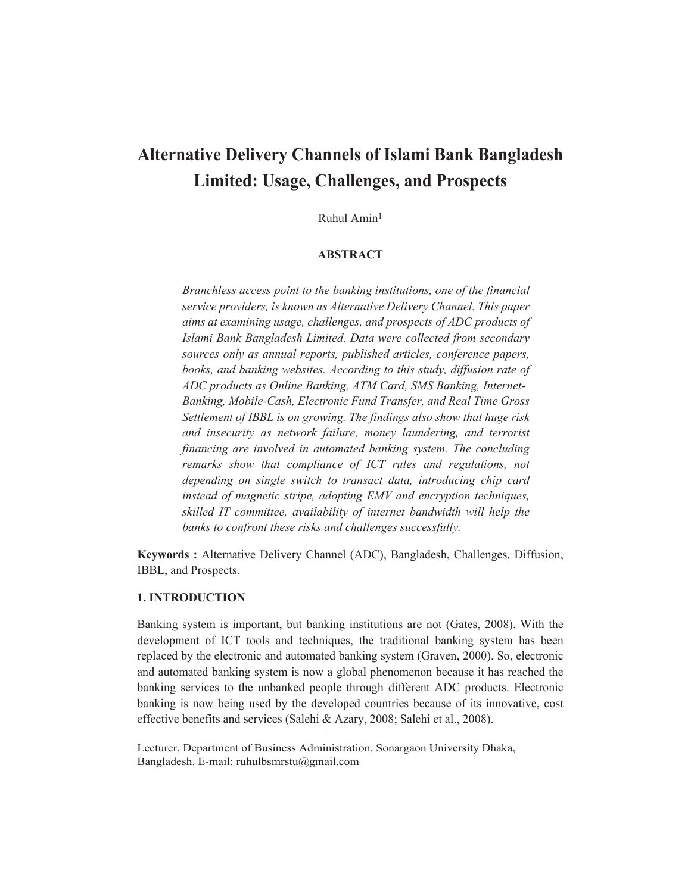# Alternative Delivery Channels of Islami Bank Bangladesh Limited: Usage, Challenges, and Prospects

Ruhul Amin[1]

**ABSTRACT**

*Branchless access point to the banking institutions, one of the financial service providers, is known as Alternative Delivery Channel. This paper aims at examining usage, challenges, and prospects of ADC products of Islami Bank Bangladesh Limited. Data were collected from secondary sources only as annual reports, published articles, conference papers, books, and banking websites. According to this study, diffusion rate of ADC products as Online Banking, ATM Card, SMS Banking, Internet-Banking, Mobile-Cash, Electronic Fund Transfer, and Real Time Gross Settlement of IBBL is on growing. The findings also show that huge risk and insecurity as network failure, money laundering, and terrorist financing are involved in automated banking system. The concluding remarks show that compliance of ICT rules and regulations, not depending on single switch to transact data, introducing chip card instead of magnetic stripe, adopting EMV and encryption techniques, skilled IT committee, availability of internet bandwidth will help the banks to confront these risks and challenges successfully.*

**Keywords :** Alternative Delivery Channel (ADC), Bangladesh, Challenges, Diffusion, IBBL, and Prospects.

## 1. INTRODUCTION

Banking system is important, but banking institutions are not (Gates, 2008). With the development of ICT tools and techniques, the traditional banking system has been replaced by the electronic and automated banking system (Graven, 2000). So, electronic and automated banking system is now a global phenomenon because it has reached the banking services to the unbanked people through different ADC products. Electronic banking is now being used by the developed countries because of its innovative, cost effective benefits and services (Salehi & Azary, 2008; Salehi et al., 2008).

---

[1] Lecturer, Department of Business Administration, Sonargaon University Dhaka, Bangladesh. E-mail: ruhulbsmrstu@gmail.com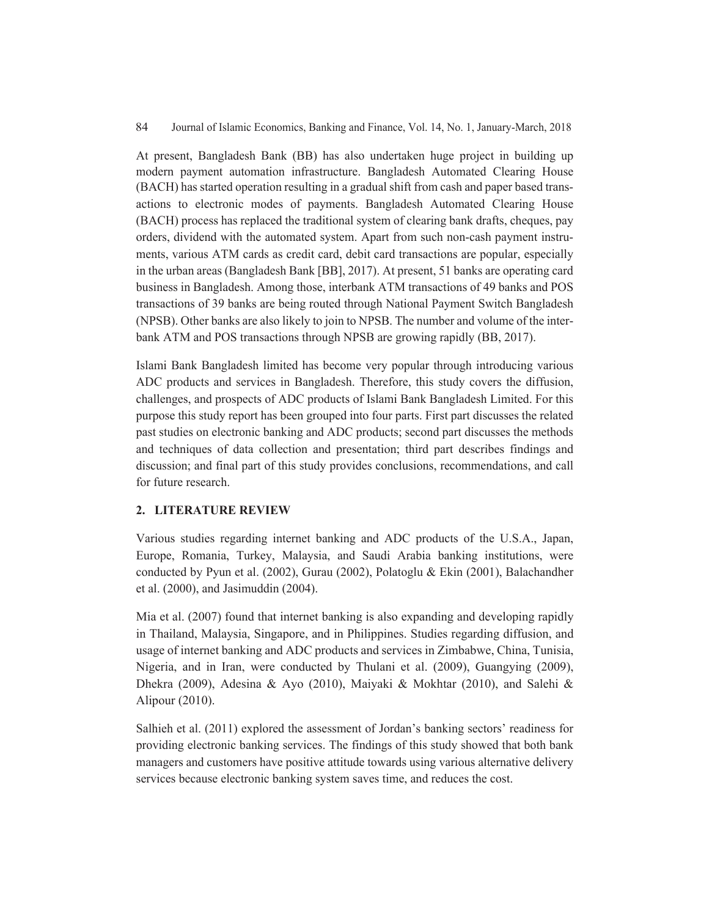At present, Bangladesh Bank (BB) has also undertaken huge project in building up modern payment automation infrastructure. Bangladesh Automated Clearing House (BACH) has started operation resulting in a gradual shift from cash and paper based transactions to electronic modes of payments. Bangladesh Automated Clearing House (BACH) process has replaced the traditional system of clearing bank drafts, cheques, pay orders, dividend with the automated system. Apart from such non-cash payment instruments, various ATM cards as credit card, debit card transactions are popular, especially in the urban areas (Bangladesh Bank [BB], 2017). At present, 51 banks are operating card business in Bangladesh. Among those, interbank ATM transactions of 49 banks and POS transactions of 39 banks are being routed through National Payment Switch Bangladesh (NPSB). Other banks are also likely to join to NPSB. The number and volume of the interbank ATM and POS transactions through NPSB are growing rapidly (BB, 2017).

Islami Bank Bangladesh limited has become very popular through introducing various ADC products and services in Bangladesh. Therefore, this study covers the diffusion, challenges, and prospects of ADC products of Islami Bank Bangladesh Limited. For this purpose this study report has been grouped into four parts. First part discusses the related past studies on electronic banking and ADC products; second part discusses the methods and techniques of data collection and presentation; third part describes findings and discussion; and final part of this study provides conclusions, recommendations, and call for future research.

## 2. LITERATURE REVIEW

Various studies regarding internet banking and ADC products of the U.S.A., Japan, Europe, Romania, Turkey, Malaysia, and Saudi Arabia banking institutions, were conducted by Pyun et al. (2002), Gurau (2002), Polatoglu & Ekin (2001), Balachandher et al. (2000), and Jasimuddin (2004).

Mia et al. (2007) found that internet banking is also expanding and developing rapidly in Thailand, Malaysia, Singapore, and in Philippines. Studies regarding diffusion, and usage of internet banking and ADC products and services in Zimbabwe, China, Tunisia, Nigeria, and in Iran, were conducted by Thulani et al. (2009), Guangying (2009), Dhekra (2009), Adesina & Ayo (2010), Maiyaki & Mokhtar (2010), and Salehi & Alipour (2010).

Salhieh et al. (2011) explored the assessment of Jordan's banking sectors' readiness for providing electronic banking services. The findings of this study showed that both bank managers and customers have positive attitude towards using various alternative delivery services because electronic banking system saves time, and reduces the cost.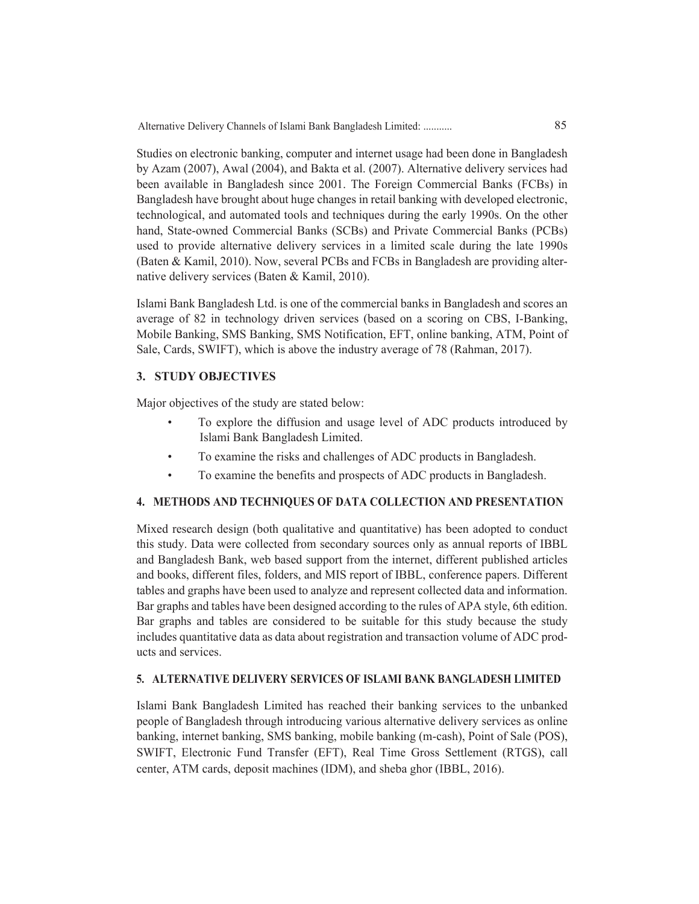Studies on electronic banking, computer and internet usage had been done in Bangladesh by Azam (2007), Awal (2004), and Bakta et al. (2007). Alternative delivery services had been available in Bangladesh since 2001. The Foreign Commercial Banks (FCBs) in Bangladesh have brought about huge changes in retail banking with developed electronic, technological, and automated tools and techniques during the early 1990s. On the other hand, State-owned Commercial Banks (SCBs) and Private Commercial Banks (PCBs) used to provide alternative delivery services in a limited scale during the late 1990s (Baten & Kamil, 2010). Now, several PCBs and FCBs in Bangladesh are providing alternative delivery services (Baten & Kamil, 2010).

Islami Bank Bangladesh Ltd. is one of the commercial banks in Bangladesh and scores an average of 82 in technology driven services (based on a scoring on CBS, I-Banking, Mobile Banking, SMS Banking, SMS Notification, EFT, online banking, ATM, Point of Sale, Cards, SWIFT), which is above the industry average of 78 (Rahman, 2017).

## 3. STUDY OBJECTIVES

Major objectives of the study are stated below:

- To explore the diffusion and usage level of ADC products introduced by Islami Bank Bangladesh Limited.
- To examine the risks and challenges of ADC products in Bangladesh.
- To examine the benefits and prospects of ADC products in Bangladesh.

## 4. METHODS AND TECHNIQUES OF DATA COLLECTION AND PRESENTATION

Mixed research design (both qualitative and quantitative) has been adopted to conduct this study. Data were collected from secondary sources only as annual reports of IBBL and Bangladesh Bank, web based support from the internet, different published articles and books, different files, folders, and MIS report of IBBL, conference papers. Different tables and graphs have been used to analyze and represent collected data and information. Bar graphs and tables have been designed according to the rules of APA style, 6th edition. Bar graphs and tables are considered to be suitable for this study because the study includes quantitative data as data about registration and transaction volume of ADC products and services.

## 5. ALTERNATIVE DELIVERY SERVICES OF ISLAMI BANK BANGLADESH LIMITED

Islami Bank Bangladesh Limited has reached their banking services to the unbanked people of Bangladesh through introducing various alternative delivery services as online banking, internet banking, SMS banking, mobile banking (m-cash), Point of Sale (POS), SWIFT, Electronic Fund Transfer (EFT), Real Time Gross Settlement (RTGS), call center, ATM cards, deposit machines (IDM), and sheba ghor (IBBL, 2016).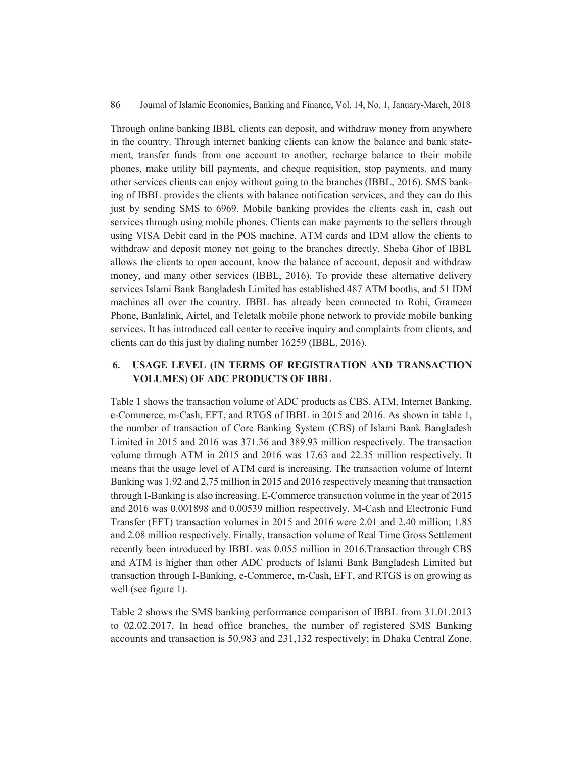Through online banking IBBL clients can deposit, and withdraw money from anywhere in the country. Through internet banking clients can know the balance and bank statement, transfer funds from one account to another, recharge balance to their mobile phones, make utility bill payments, and cheque requisition, stop payments, and many other services clients can enjoy without going to the branches (IBBL, 2016). SMS banking of IBBL provides the clients with balance notification services, and they can do this just by sending SMS to 6969. Mobile banking provides the clients cash in, cash out services through using mobile phones. Clients can make payments to the sellers through using VISA Debit card in the POS machine. ATM cards and IDM allow the clients to withdraw and deposit money not going to the branches directly. Sheba Ghor of IBBL allows the clients to open account, know the balance of account, deposit and withdraw money, and many other services (IBBL, 2016). To provide these alternative delivery services Islami Bank Bangladesh Limited has established 487 ATM booths, and 51 IDM machines all over the country. IBBL has already been connected to Robi, Grameen Phone, Banlalink, Airtel, and Teletalk mobile phone network to provide mobile banking services. It has introduced call center to receive inquiry and complaints from clients, and clients can do this just by dialing number 16259 (IBBL, 2016).

## 6. USAGE LEVEL (IN TERMS OF REGISTRATION AND TRANSACTION VOLUMES) OF ADC PRODUCTS OF IBBL

Table 1 shows the transaction volume of ADC products as CBS, ATM, Internet Banking, e-Commerce, m-Cash, EFT, and RTGS of IBBL in 2015 and 2016. As shown in table 1, the number of transaction of Core Banking System (CBS) of Islami Bank Bangladesh Limited in 2015 and 2016 was 371.36 and 389.93 million respectively. The transaction volume through ATM in 2015 and 2016 was 17.63 and 22.35 million respectively. It means that the usage level of ATM card is increasing. The transaction volume of Internt Banking was 1.92 and 2.75 million in 2015 and 2016 respectively meaning that transaction through I-Banking is also increasing. E-Commerce transaction volume in the year of 2015 and 2016 was 0.001898 and 0.00539 million respectively. M-Cash and Electronic Fund Transfer (EFT) transaction volumes in 2015 and 2016 were 2.01 and 2.40 million; 1.85 and 2.08 million respectively. Finally, transaction volume of Real Time Gross Settlement recently been introduced by IBBL was 0.055 million in 2016.Transaction through CBS and ATM is higher than other ADC products of Islami Bank Bangladesh Limited but transaction through I-Banking, e-Commerce, m-Cash, EFT, and RTGS is on growing as well (see figure 1).

Table 2 shows the SMS banking performance comparison of IBBL from 31.01.2013 to 02.02.2017. In head office branches, the number of registered SMS Banking accounts and transaction is 50,983 and 231,132 respectively; in Dhaka Central Zone,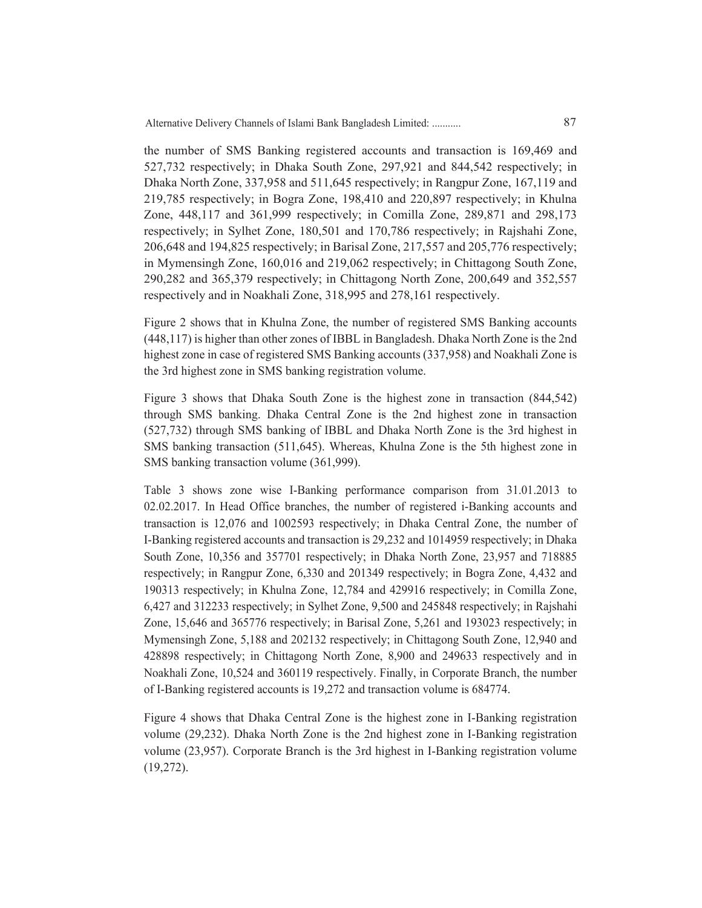the number of SMS Banking registered accounts and transaction is 169,469 and 527,732 respectively; in Dhaka South Zone, 297,921 and 844,542 respectively; in Dhaka North Zone, 337,958 and 511,645 respectively; in Rangpur Zone, 167,119 and 219,785 respectively; in Bogra Zone, 198,410 and 220,897 respectively; in Khulna Zone, 448,117 and 361,999 respectively; in Comilla Zone, 289,871 and 298,173 respectively; in Sylhet Zone, 180,501 and 170,786 respectively; in Rajshahi Zone, 206,648 and 194,825 respectively; in Barisal Zone, 217,557 and 205,776 respectively; in Mymensingh Zone, 160,016 and 219,062 respectively; in Chittagong South Zone, 290,282 and 365,379 respectively; in Chittagong North Zone, 200,649 and 352,557 respectively and in Noakhali Zone, 318,995 and 278,161 respectively.

Figure 2 shows that in Khulna Zone, the number of registered SMS Banking accounts (448,117) is higher than other zones of IBBL in Bangladesh. Dhaka North Zone is the 2nd highest zone in case of registered SMS Banking accounts (337,958) and Noakhali Zone is the 3rd highest zone in SMS banking registration volume.

Figure 3 shows that Dhaka South Zone is the highest zone in transaction (844,542) through SMS banking. Dhaka Central Zone is the 2nd highest zone in transaction (527,732) through SMS banking of IBBL and Dhaka North Zone is the 3rd highest in SMS banking transaction (511,645). Whereas, Khulna Zone is the 5th highest zone in SMS banking transaction volume (361,999).

Table 3 shows zone wise I-Banking performance comparison from 31.01.2013 to 02.02.2017. In Head Office branches, the number of registered i-Banking accounts and transaction is 12,076 and 1002593 respectively; in Dhaka Central Zone, the number of I-Banking registered accounts and transaction is 29,232 and 1014959 respectively; in Dhaka South Zone, 10,356 and 357701 respectively; in Dhaka North Zone, 23,957 and 718885 respectively; in Rangpur Zone, 6,330 and 201349 respectively; in Bogra Zone, 4,432 and 190313 respectively; in Khulna Zone, 12,784 and 429916 respectively; in Comilla Zone, 6,427 and 312233 respectively; in Sylhet Zone, 9,500 and 245848 respectively; in Rajshahi Zone, 15,646 and 365776 respectively; in Barisal Zone, 5,261 and 193023 respectively; in Mymensingh Zone, 5,188 and 202132 respectively; in Chittagong South Zone, 12,940 and 428898 respectively; in Chittagong North Zone, 8,900 and 249633 respectively and in Noakhali Zone, 10,524 and 360119 respectively. Finally, in Corporate Branch, the number of I-Banking registered accounts is 19,272 and transaction volume is 684774.

Figure 4 shows that Dhaka Central Zone is the highest zone in I-Banking registration volume (29,232). Dhaka North Zone is the 2nd highest zone in I-Banking registration volume (23,957). Corporate Branch is the 3rd highest in I-Banking registration volume (19,272).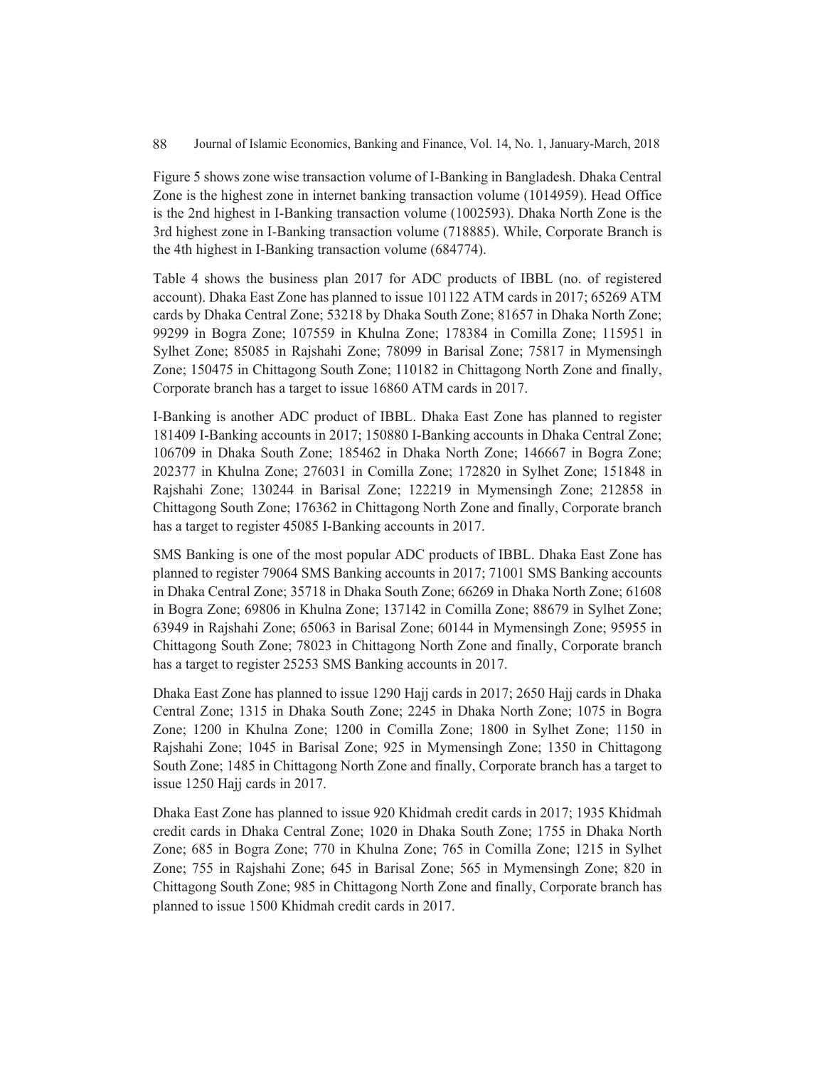Figure 5 shows zone wise transaction volume of I-Banking in Bangladesh. Dhaka Central Zone is the highest zone in internet banking transaction volume (1014959). Head Office is the 2nd highest in I-Banking transaction volume (1002593). Dhaka North Zone is the 3rd highest zone in I-Banking transaction volume (718885). While, Corporate Branch is the 4th highest in I-Banking transaction volume (684774).

Table 4 shows the business plan 2017 for ADC products of IBBL (no. of registered account). Dhaka East Zone has planned to issue 101122 ATM cards in 2017; 65269 ATM cards by Dhaka Central Zone; 53218 by Dhaka South Zone; 81657 in Dhaka North Zone; 99299 in Bogra Zone; 107559 in Khulna Zone; 178384 in Comilla Zone; 115951 in Sylhet Zone; 85085 in Rajshahi Zone; 78099 in Barisal Zone; 75817 in Mymensingh Zone; 150475 in Chittagong South Zone; 110182 in Chittagong North Zone and finally, Corporate branch has a target to issue 16860 ATM cards in 2017.

I-Banking is another ADC product of IBBL. Dhaka East Zone has planned to register 181409 I-Banking accounts in 2017; 150880 I-Banking accounts in Dhaka Central Zone; 106709 in Dhaka South Zone; 185462 in Dhaka North Zone; 146667 in Bogra Zone; 202377 in Khulna Zone; 276031 in Comilla Zone; 172820 in Sylhet Zone; 151848 in Rajshahi Zone; 130244 in Barisal Zone; 122219 in Mymensingh Zone; 212858 in Chittagong South Zone; 176362 in Chittagong North Zone and finally, Corporate branch has a target to register 45085 I-Banking accounts in 2017.

SMS Banking is one of the most popular ADC products of IBBL. Dhaka East Zone has planned to register 79064 SMS Banking accounts in 2017; 71001 SMS Banking accounts in Dhaka Central Zone; 35718 in Dhaka South Zone; 66269 in Dhaka North Zone; 61608 in Bogra Zone; 69806 in Khulna Zone; 137142 in Comilla Zone; 88679 in Sylhet Zone; 63949 in Rajshahi Zone; 65063 in Barisal Zone; 60144 in Mymensingh Zone; 95955 in Chittagong South Zone; 78023 in Chittagong North Zone and finally, Corporate branch has a target to register 25253 SMS Banking accounts in 2017.

Dhaka East Zone has planned to issue 1290 Hajj cards in 2017; 2650 Hajj cards in Dhaka Central Zone; 1315 in Dhaka South Zone; 2245 in Dhaka North Zone; 1075 in Bogra Zone; 1200 in Khulna Zone; 1200 in Comilla Zone; 1800 in Sylhet Zone; 1150 in Rajshahi Zone; 1045 in Barisal Zone; 925 in Mymensingh Zone; 1350 in Chittagong South Zone; 1485 in Chittagong North Zone and finally, Corporate branch has a target to issue 1250 Hajj cards in 2017.

Dhaka East Zone has planned to issue 920 Khidmah credit cards in 2017; 1935 Khidmah credit cards in Dhaka Central Zone; 1020 in Dhaka South Zone; 1755 in Dhaka North Zone; 685 in Bogra Zone; 770 in Khulna Zone; 765 in Comilla Zone; 1215 in Sylhet Zone; 755 in Rajshahi Zone; 645 in Barisal Zone; 565 in Mymensingh Zone; 820 in Chittagong South Zone; 985 in Chittagong North Zone and finally, Corporate branch has planned to issue 1500 Khidmah credit cards in 2017.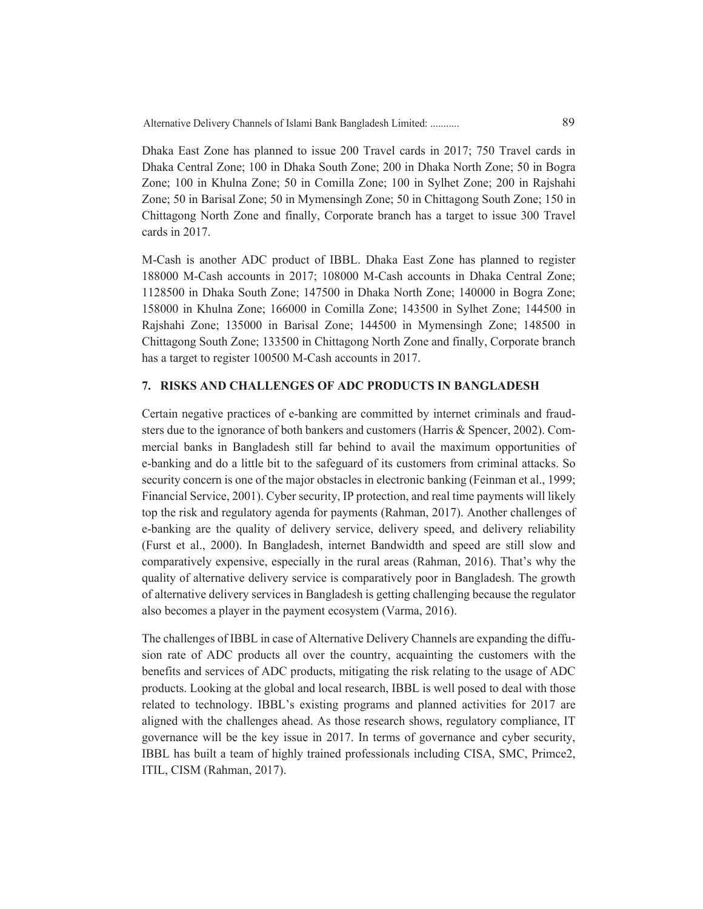Dhaka East Zone has planned to issue 200 Travel cards in 2017; 750 Travel cards in Dhaka Central Zone; 100 in Dhaka South Zone; 200 in Dhaka North Zone; 50 in Bogra Zone; 100 in Khulna Zone; 50 in Comilla Zone; 100 in Sylhet Zone; 200 in Rajshahi Zone; 50 in Barisal Zone; 50 in Mymensingh Zone; 50 in Chittagong South Zone; 150 in Chittagong North Zone and finally, Corporate branch has a target to issue 300 Travel cards in 2017.

M-Cash is another ADC product of IBBL. Dhaka East Zone has planned to register 188000 M-Cash accounts in 2017; 108000 M-Cash accounts in Dhaka Central Zone; 1128500 in Dhaka South Zone; 147500 in Dhaka North Zone; 140000 in Bogra Zone; 158000 in Khulna Zone; 166000 in Comilla Zone; 143500 in Sylhet Zone; 144500 in Rajshahi Zone; 135000 in Barisal Zone; 144500 in Mymensingh Zone; 148500 in Chittagong South Zone; 133500 in Chittagong North Zone and finally, Corporate branch has a target to register 100500 M-Cash accounts in 2017.

## 7. RISKS AND CHALLENGES OF ADC PRODUCTS IN BANGLADESH

Certain negative practices of e-banking are committed by internet criminals and fraudsters due to the ignorance of both bankers and customers (Harris & Spencer, 2002). Commercial banks in Bangladesh still far behind to avail the maximum opportunities of e-banking and do a little bit to the safeguard of its customers from criminal attacks. So security concern is one of the major obstacles in electronic banking (Feinman et al., 1999; Financial Service, 2001). Cyber security, IP protection, and real time payments will likely top the risk and regulatory agenda for payments (Rahman, 2017). Another challenges of e-banking are the quality of delivery service, delivery speed, and delivery reliability (Furst et al., 2000). In Bangladesh, internet Bandwidth and speed are still slow and comparatively expensive, especially in the rural areas (Rahman, 2016). That's why the quality of alternative delivery service is comparatively poor in Bangladesh. The growth of alternative delivery services in Bangladesh is getting challenging because the regulator also becomes a player in the payment ecosystem (Varma, 2016).

The challenges of IBBL in case of Alternative Delivery Channels are expanding the diffusion rate of ADC products all over the country, acquainting the customers with the benefits and services of ADC products, mitigating the risk relating to the usage of ADC products. Looking at the global and local research, IBBL is well posed to deal with those related to technology. IBBL's existing programs and planned activities for 2017 are aligned with the challenges ahead. As those research shows, regulatory compliance, IT governance will be the key issue in 2017. In terms of governance and cyber security, IBBL has built a team of highly trained professionals including CISA, SMC, Primce2, ITIL, CISM (Rahman, 2017).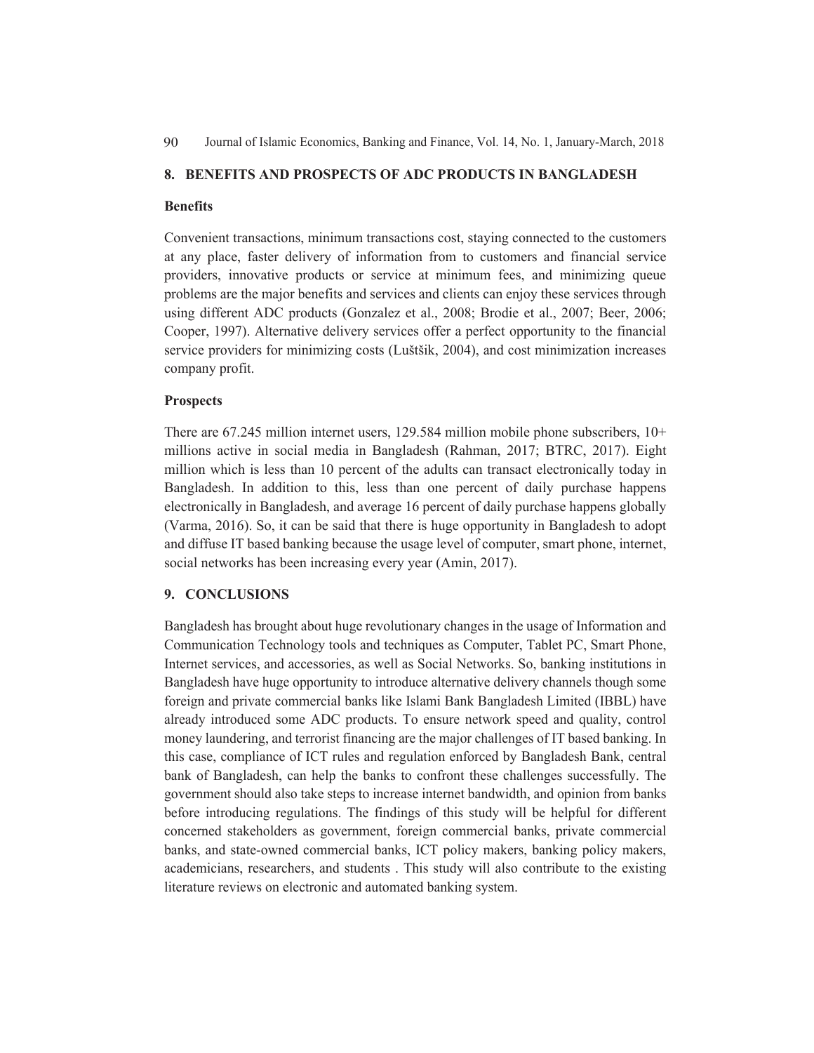## 8. BENEFITS AND PROSPECTS OF ADC PRODUCTS IN BANGLADESH

### Benefits

Convenient transactions, minimum transactions cost, staying connected to the customers at any place, faster delivery of information from to customers and financial service providers, innovative products or service at minimum fees, and minimizing queue problems are the major benefits and services and clients can enjoy these services through using different ADC products (Gonzalez et al., 2008; Brodie et al., 2007; Beer, 2006; Cooper, 1997). Alternative delivery services offer a perfect opportunity to the financial service providers for minimizing costs (Luštšik, 2004), and cost minimization increases company profit.

### Prospects

There are 67.245 million internet users, 129.584 million mobile phone subscribers, 10+ millions active in social media in Bangladesh (Rahman, 2017; BTRC, 2017). Eight million which is less than 10 percent of the adults can transact electronically today in Bangladesh. In addition to this, less than one percent of daily purchase happens electronically in Bangladesh, and average 16 percent of daily purchase happens globally (Varma, 2016). So, it can be said that there is huge opportunity in Bangladesh to adopt and diffuse IT based banking because the usage level of computer, smart phone, internet, social networks has been increasing every year (Amin, 2017).

## 9. CONCLUSIONS

Bangladesh has brought about huge revolutionary changes in the usage of Information and Communication Technology tools and techniques as Computer, Tablet PC, Smart Phone, Internet services, and accessories, as well as Social Networks. So, banking institutions in Bangladesh have huge opportunity to introduce alternative delivery channels though some foreign and private commercial banks like Islami Bank Bangladesh Limited (IBBL) have already introduced some ADC products. To ensure network speed and quality, control money laundering, and terrorist financing are the major challenges of IT based banking. In this case, compliance of ICT rules and regulation enforced by Bangladesh Bank, central bank of Bangladesh, can help the banks to confront these challenges successfully. The government should also take steps to increase internet bandwidth, and opinion from banks before introducing regulations. The findings of this study will be helpful for different concerned stakeholders as government, foreign commercial banks, private commercial banks, and state-owned commercial banks, ICT policy makers, banking policy makers, academicians, researchers, and students . This study will also contribute to the existing literature reviews on electronic and automated banking system.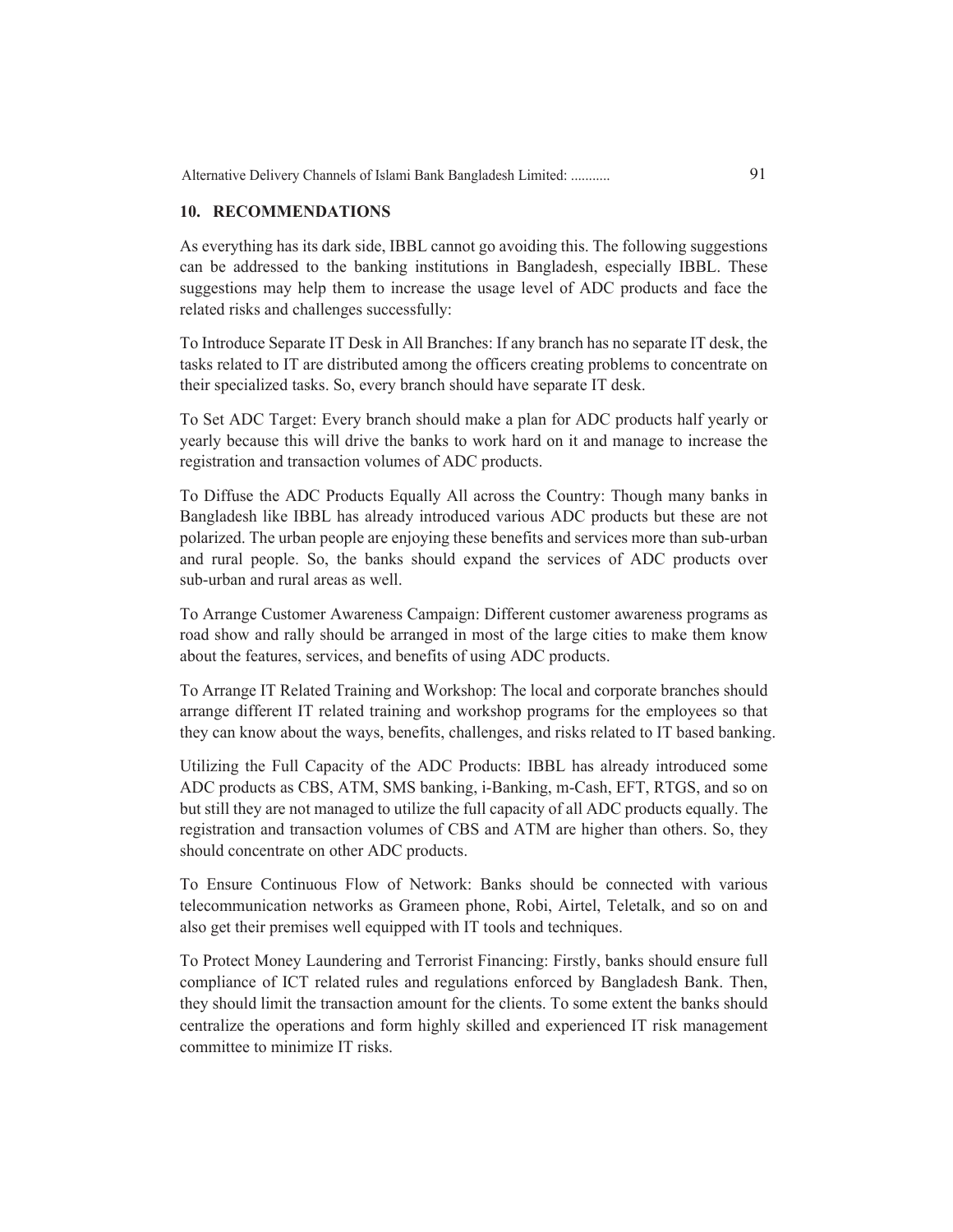## 10. RECOMMENDATIONS

As everything has its dark side, IBBL cannot go avoiding this. The following suggestions can be addressed to the banking institutions in Bangladesh, especially IBBL. These suggestions may help them to increase the usage level of ADC products and face the related risks and challenges successfully:

To Introduce Separate IT Desk in All Branches: If any branch has no separate IT desk, the tasks related to IT are distributed among the officers creating problems to concentrate on their specialized tasks. So, every branch should have separate IT desk.

To Set ADC Target: Every branch should make a plan for ADC products half yearly or yearly because this will drive the banks to work hard on it and manage to increase the registration and transaction volumes of ADC products.

To Diffuse the ADC Products Equally All across the Country: Though many banks in Bangladesh like IBBL has already introduced various ADC products but these are not polarized. The urban people are enjoying these benefits and services more than sub-urban and rural people. So, the banks should expand the services of ADC products over sub-urban and rural areas as well.

To Arrange Customer Awareness Campaign: Different customer awareness programs as road show and rally should be arranged in most of the large cities to make them know about the features, services, and benefits of using ADC products.

To Arrange IT Related Training and Workshop: The local and corporate branches should arrange different IT related training and workshop programs for the employees so that they can know about the ways, benefits, challenges, and risks related to IT based banking.

Utilizing the Full Capacity of the ADC Products: IBBL has already introduced some ADC products as CBS, ATM, SMS banking, i-Banking, m-Cash, EFT, RTGS, and so on but still they are not managed to utilize the full capacity of all ADC products equally. The registration and transaction volumes of CBS and ATM are higher than others. So, they should concentrate on other ADC products.

To Ensure Continuous Flow of Network: Banks should be connected with various telecommunication networks as Grameen phone, Robi, Airtel, Teletalk, and so on and also get their premises well equipped with IT tools and techniques.

To Protect Money Laundering and Terrorist Financing: Firstly, banks should ensure full compliance of ICT related rules and regulations enforced by Bangladesh Bank. Then, they should limit the transaction amount for the clients. To some extent the banks should centralize the operations and form highly skilled and experienced IT risk management committee to minimize IT risks.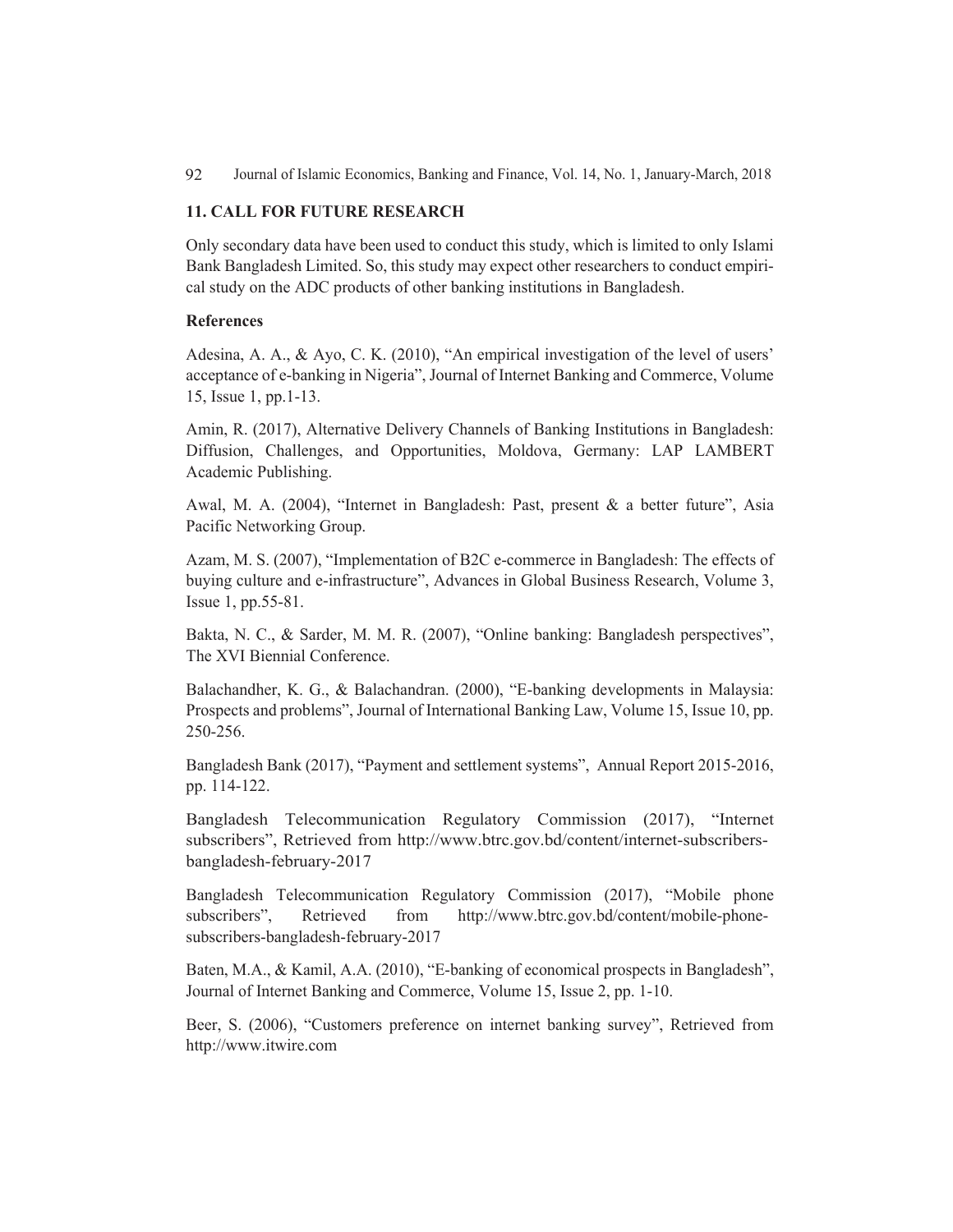## 11. CALL FOR FUTURE RESEARCH

Only secondary data have been used to conduct this study, which is limited to only Islami Bank Bangladesh Limited. So, this study may expect other researchers to conduct empirical study on the ADC products of other banking institutions in Bangladesh.

### References

Adesina, A. A., & Ayo, C. K. (2010), "An empirical investigation of the level of users' acceptance of e-banking in Nigeria", Journal of Internet Banking and Commerce, Volume 15, Issue 1, pp.1-13.

Amin, R. (2017), Alternative Delivery Channels of Banking Institutions in Bangladesh: Diffusion, Challenges, and Opportunities, Moldova, Germany: LAP LAMBERT Academic Publishing.

Awal, M. A. (2004), "Internet in Bangladesh: Past, present & a better future", Asia Pacific Networking Group.

Azam, M. S. (2007), "Implementation of B2C e-commerce in Bangladesh: The effects of buying culture and e-infrastructure", Advances in Global Business Research, Volume 3, Issue 1, pp.55-81.

Bakta, N. C., & Sarder, M. M. R. (2007), "Online banking: Bangladesh perspectives", The XVI Biennial Conference.

Balachandher, K. G., & Balachandran. (2000), "E-banking developments in Malaysia: Prospects and problems", Journal of International Banking Law, Volume 15, Issue 10, pp. 250-256.

Bangladesh Bank (2017), "Payment and settlement systems", Annual Report 2015-2016, pp. 114-122.

Bangladesh Telecommunication Regulatory Commission (2017), "Internet subscribers", Retrieved from http://www.btrc.gov.bd/content/internet-subscribers-bangladesh-february-2017

Bangladesh Telecommunication Regulatory Commission (2017), "Mobile phone subscribers", Retrieved from http://www.btrc.gov.bd/content/mobile-phone-subscribers-bangladesh-february-2017

Baten, M.A., & Kamil, A.A. (2010), "E-banking of economical prospects in Bangladesh", Journal of Internet Banking and Commerce, Volume 15, Issue 2, pp. 1-10.

Beer, S. (2006), "Customers preference on internet banking survey", Retrieved from http://www.itwire.com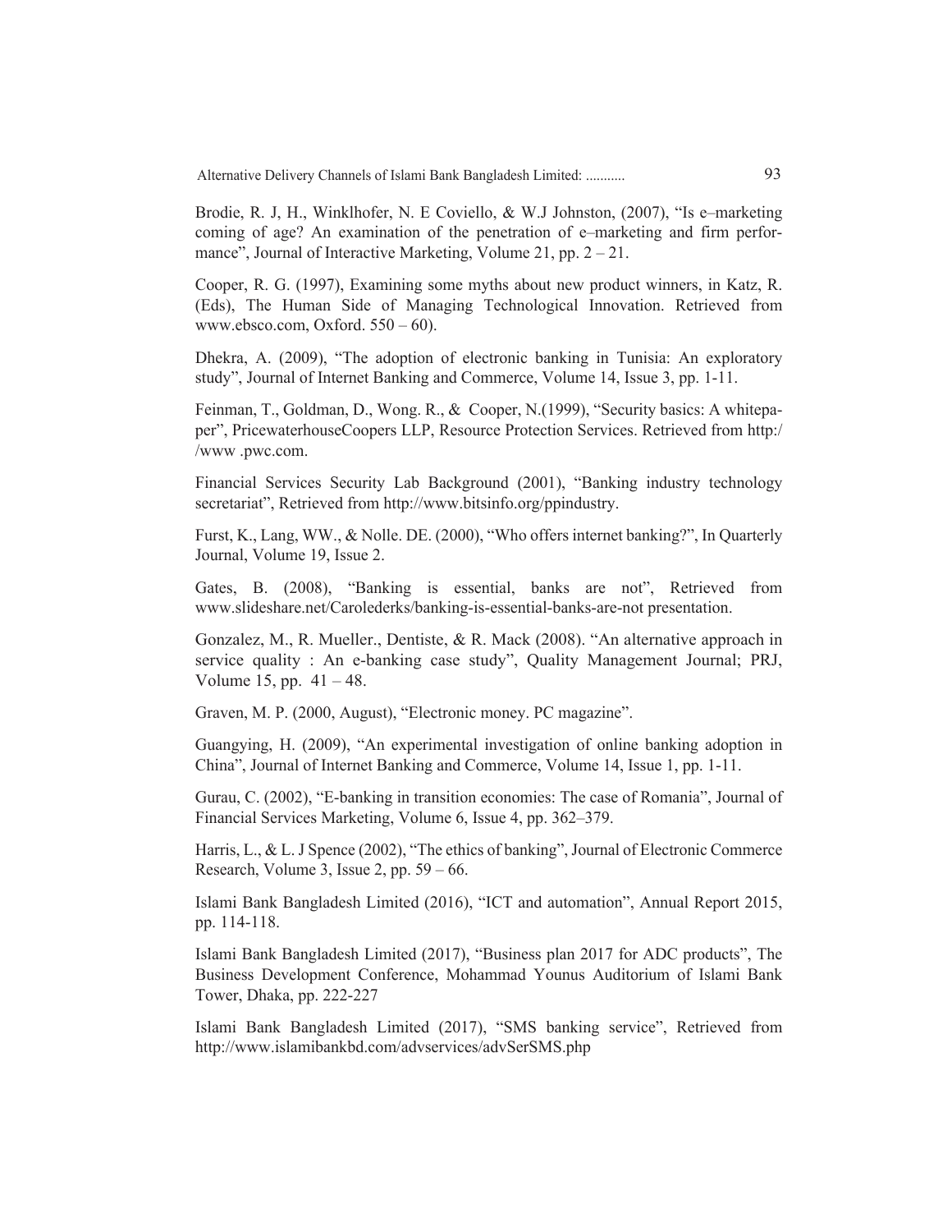Brodie, R. J, H., Winklhofer, N. E Coviello, & W.J Johnston, (2007), "Is e–marketing coming of age? An examination of the penetration of e–marketing and firm performance", Journal of Interactive Marketing, Volume 21, pp. 2 – 21.

Cooper, R. G. (1997), Examining some myths about new product winners, in Katz, R. (Eds), The Human Side of Managing Technological Innovation. Retrieved from www.ebsco.com, Oxford. 550 – 60).

Dhekra, A. (2009), "The adoption of electronic banking in Tunisia: An exploratory study", Journal of Internet Banking and Commerce, Volume 14, Issue 3, pp. 1-11.

Feinman, T., Goldman, D., Wong. R., & Cooper, N.(1999), "Security basics: A whitepaper", PricewaterhouseCoopers LLP, Resource Protection Services. Retrieved from http://www .pwc.com.

Financial Services Security Lab Background (2001), "Banking industry technology secretariat", Retrieved from http://www.bitsinfo.org/ppindustry.

Furst, K., Lang, WW., & Nolle. DE. (2000), "Who offers internet banking?", In Quarterly Journal, Volume 19, Issue 2.

Gates, B. (2008), "Banking is essential, banks are not", Retrieved from www.slideshare.net/Carolederks/banking-is-essential-banks-are-not presentation.

Gonzalez, M., R. Mueller., Dentiste, & R. Mack (2008). "An alternative approach in service quality : An e-banking case study", Quality Management Journal; PRJ, Volume 15, pp. 41 – 48.

Graven, M. P. (2000, August), "Electronic money. PC magazine".

Guangying, H. (2009), "An experimental investigation of online banking adoption in China", Journal of Internet Banking and Commerce, Volume 14, Issue 1, pp. 1-11.

Gurau, C. (2002), "E-banking in transition economies: The case of Romania", Journal of Financial Services Marketing, Volume 6, Issue 4, pp. 362–379.

Harris, L., & L. J Spence (2002), "The ethics of banking", Journal of Electronic Commerce Research, Volume 3, Issue 2, pp. 59 – 66.

Islami Bank Bangladesh Limited (2016), "ICT and automation", Annual Report 2015, pp. 114-118.

Islami Bank Bangladesh Limited (2017), "Business plan 2017 for ADC products", The Business Development Conference, Mohammad Younus Auditorium of Islami Bank Tower, Dhaka, pp. 222-227

Islami Bank Bangladesh Limited (2017), "SMS banking service", Retrieved from http://www.islamibankbd.com/advservices/advSerSMS.php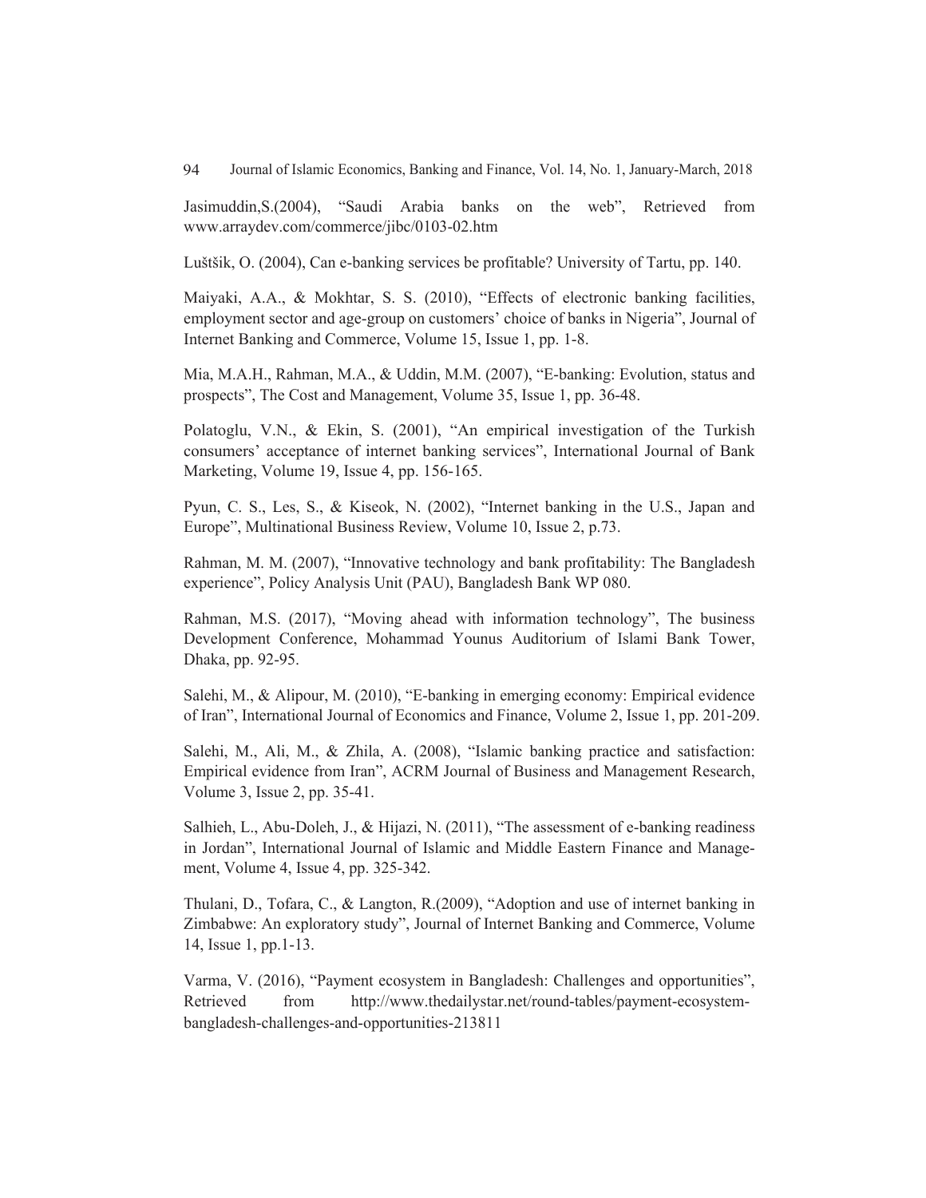Jasimuddin,S.(2004), "Saudi Arabia banks on the web", Retrieved from www.arraydev.com/commerce/jibc/0103-02.htm

Luštšik, O. (2004), Can e-banking services be profitable? University of Tartu, pp. 140.

Maiyaki, A.A., & Mokhtar, S. S. (2010), "Effects of electronic banking facilities, employment sector and age-group on customers' choice of banks in Nigeria", Journal of Internet Banking and Commerce, Volume 15, Issue 1, pp. 1-8.

Mia, M.A.H., Rahman, M.A., & Uddin, M.M. (2007), "E-banking: Evolution, status and prospects", The Cost and Management, Volume 35, Issue 1, pp. 36-48.

Polatoglu, V.N., & Ekin, S. (2001), "An empirical investigation of the Turkish consumers' acceptance of internet banking services", International Journal of Bank Marketing, Volume 19, Issue 4, pp. 156-165.

Pyun, C. S., Les, S., & Kiseok, N. (2002), "Internet banking in the U.S., Japan and Europe", Multinational Business Review, Volume 10, Issue 2, p.73.

Rahman, M. M. (2007), "Innovative technology and bank profitability: The Bangladesh experience", Policy Analysis Unit (PAU), Bangladesh Bank WP 080.

Rahman, M.S. (2017), "Moving ahead with information technology", The business Development Conference, Mohammad Younus Auditorium of Islami Bank Tower, Dhaka, pp. 92-95.

Salehi, M., & Alipour, M. (2010), "E-banking in emerging economy: Empirical evidence of Iran", International Journal of Economics and Finance, Volume 2, Issue 1, pp. 201-209.

Salehi, M., Ali, M., & Zhila, A. (2008), "Islamic banking practice and satisfaction: Empirical evidence from Iran", ACRM Journal of Business and Management Research, Volume 3, Issue 2, pp. 35-41.

Salhieh, L., Abu-Doleh, J., & Hijazi, N. (2011), "The assessment of e-banking readiness in Jordan", International Journal of Islamic and Middle Eastern Finance and Management, Volume 4, Issue 4, pp. 325-342.

Thulani, D., Tofara, C., & Langton, R.(2009), "Adoption and use of internet banking in Zimbabwe: An exploratory study", Journal of Internet Banking and Commerce, Volume 14, Issue 1, pp.1-13.

Varma, V. (2016), "Payment ecosystem in Bangladesh: Challenges and opportunities", Retrieved from http://www.thedailystar.net/round-tables/payment-ecosystem-bangladesh-challenges-and-opportunities-213811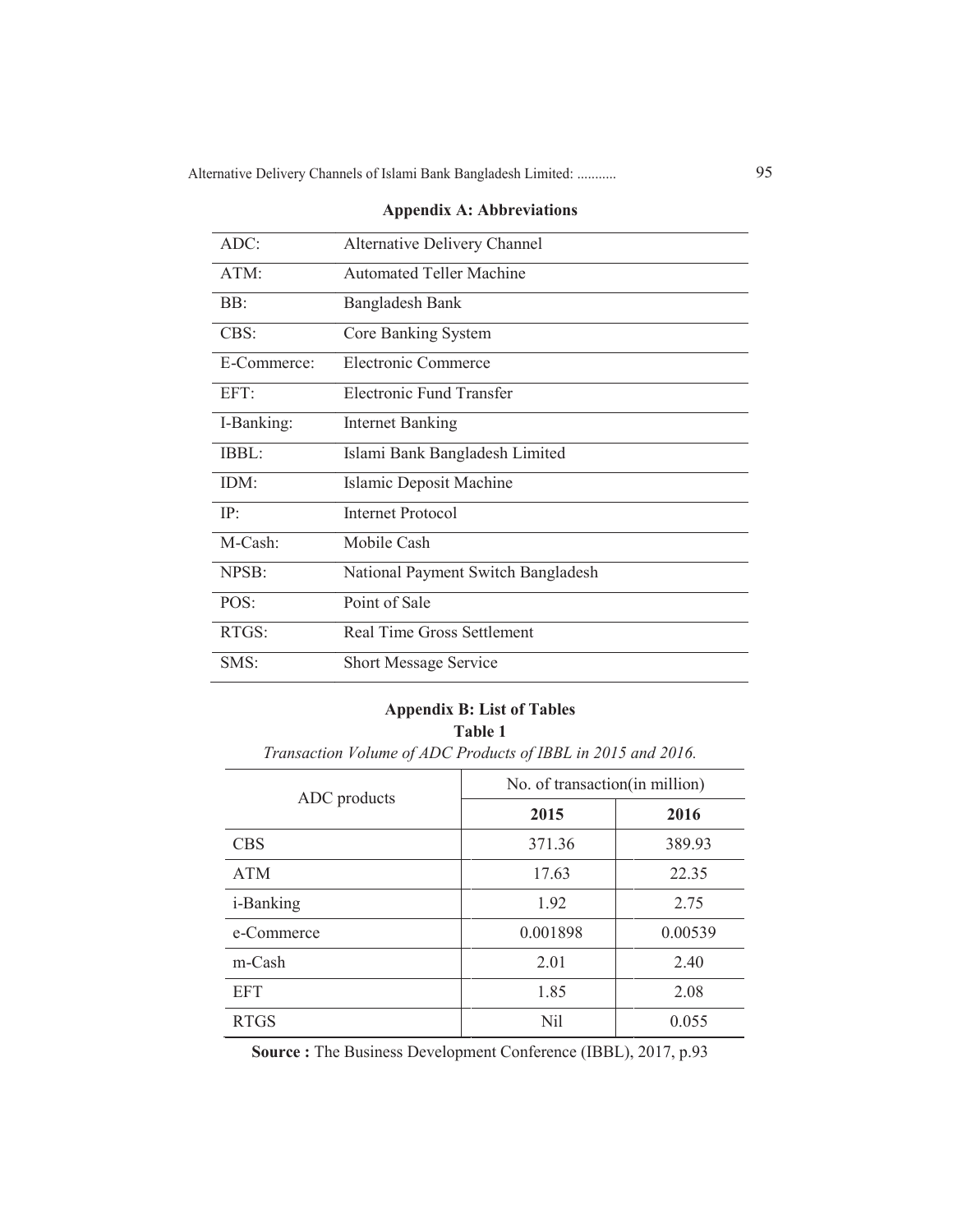## Appendix A: Abbreviations

| | |
|---|---|
| ADC: | Alternative Delivery Channel |
| ATM: | Automated Teller Machine |
| BB: | Bangladesh Bank |
| CBS: | Core Banking System |
| E-Commerce: | Electronic Commerce |
| EFT: | Electronic Fund Transfer |
| I-Banking: | Internet Banking |
| IBBL: | Islami Bank Bangladesh Limited |
| IDM: | Islamic Deposit Machine |
| IP: | Internet Protocol |
| M-Cash: | Mobile Cash |
| NPSB: | National Payment Switch Bangladesh |
| POS: | Point of Sale |
| RTGS: | Real Time Gross Settlement |
| SMS: | Short Message Service |

## Appendix B: List of Tables

**Table 1**

*Transaction Volume of ADC Products of IBBL in 2015 and 2016.*

| ADC products | No. of transaction(in million) | |
|---|---|---|
| | **2015** | **2016** |
| CBS | 371.36 | 389.93 |
| ATM | 17.63 | 22.35 |
| i-Banking | 1.92 | 2.75 |
| e-Commerce | 0.001898 | 0.00539 |
| m-Cash | 2.01 | 2.40 |
| EFT | 1.85 | 2.08 |
| RTGS | Nil | 0.055 |

**Source :** The Business Development Conference (IBBL), 2017, p.93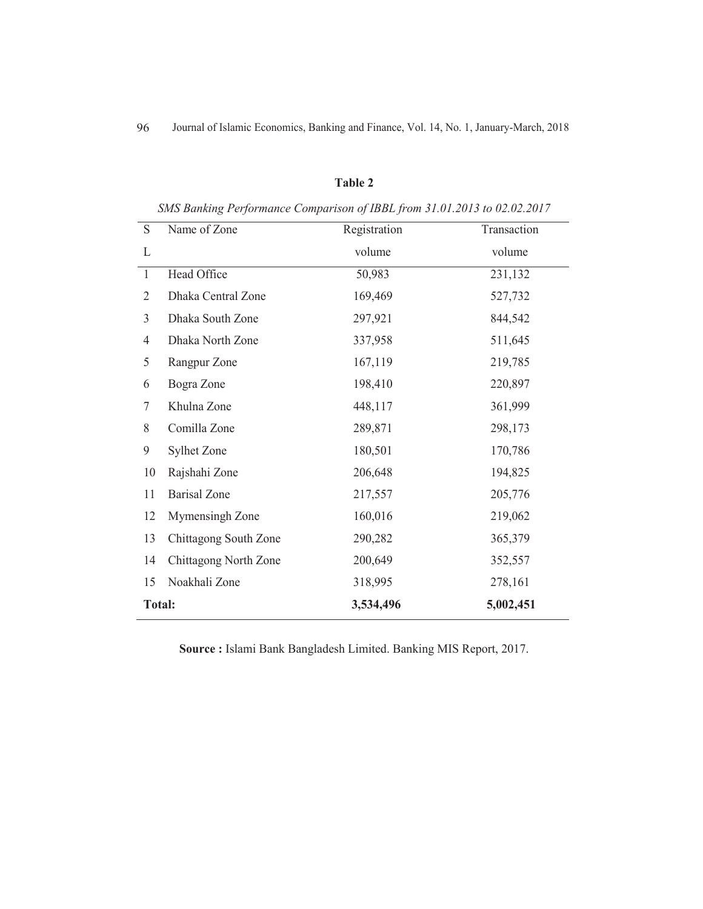**Table 2**

*SMS Banking Performance Comparison of IBBL from 31.01.2013 to 02.02.2017*

| SL | Name of Zone | Registration volume | Transaction volume |
|---|---|---|---|
| 1 | Head Office | 50,983 | 231,132 |
| 2 | Dhaka Central Zone | 169,469 | 527,732 |
| 3 | Dhaka South Zone | 297,921 | 844,542 |
| 4 | Dhaka North Zone | 337,958 | 511,645 |
| 5 | Rangpur Zone | 167,119 | 219,785 |
| 6 | Bogra Zone | 198,410 | 220,897 |
| 7 | Khulna Zone | 448,117 | 361,999 |
| 8 | Comilla Zone | 289,871 | 298,173 |
| 9 | Sylhet Zone | 180,501 | 170,786 |
| 10 | Rajshahi Zone | 206,648 | 194,825 |
| 11 | Barisal Zone | 217,557 | 205,776 |
| 12 | Mymensingh Zone | 160,016 | 219,062 |
| 13 | Chittagong South Zone | 290,282 | 365,379 |
| 14 | Chittagong North Zone | 200,649 | 352,557 |
| 15 | Noakhali Zone | 318,995 | 278,161 |
| **Total:** | | **3,534,496** | **5,002,451** |

**Source :** Islami Bank Bangladesh Limited. Banking MIS Report, 2017.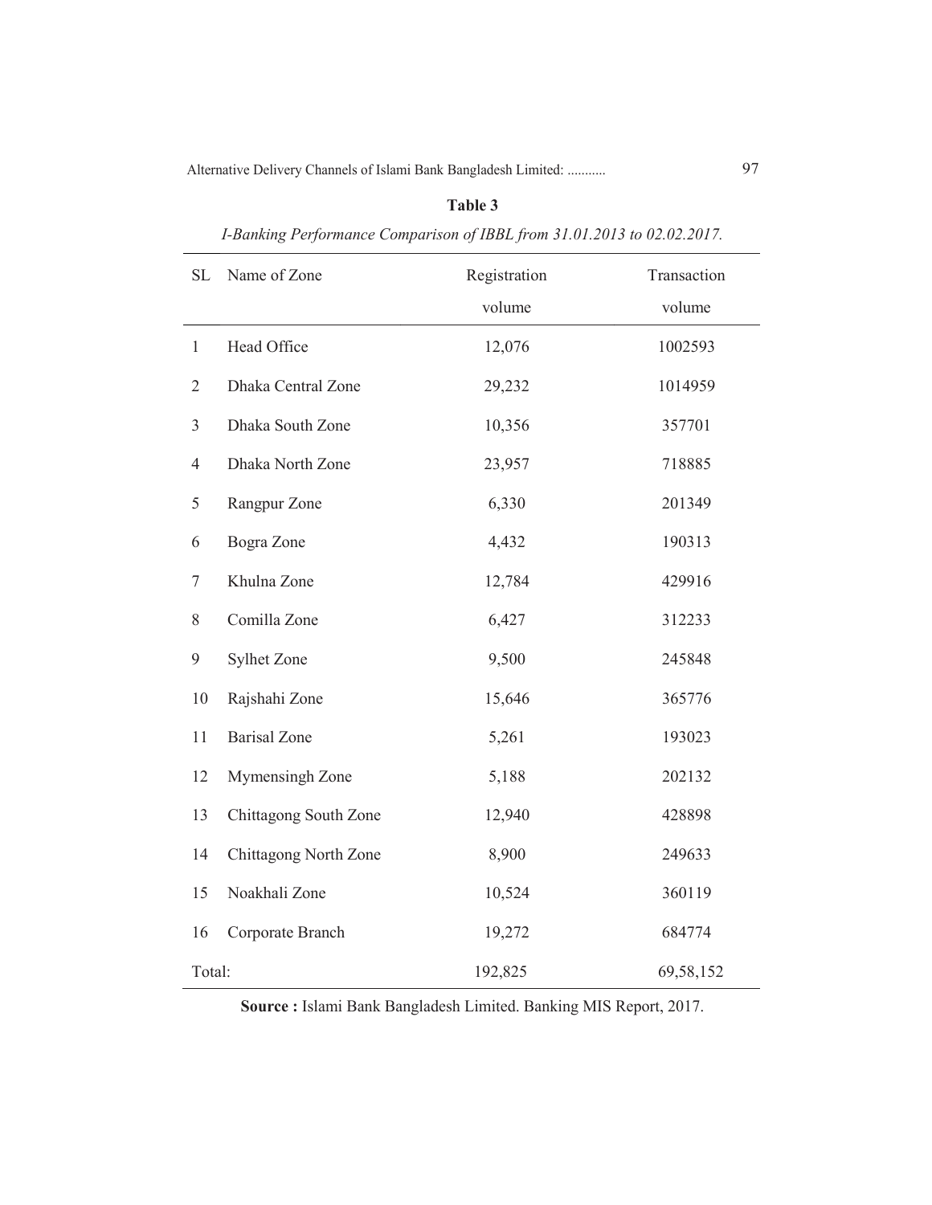**Table 3**

*I-Banking Performance Comparison of IBBL from 31.01.2013 to 02.02.2017.*

| SL | Name of Zone | Registration volume | Transaction volume |
|---|---|---|---|
| 1 | Head Office | 12,076 | 1002593 |
| 2 | Dhaka Central Zone | 29,232 | 1014959 |
| 3 | Dhaka South Zone | 10,356 | 357701 |
| 4 | Dhaka North Zone | 23,957 | 718885 |
| 5 | Rangpur Zone | 6,330 | 201349 |
| 6 | Bogra Zone | 4,432 | 190313 |
| 7 | Khulna Zone | 12,784 | 429916 |
| 8 | Comilla Zone | 6,427 | 312233 |
| 9 | Sylhet Zone | 9,500 | 245848 |
| 10 | Rajshahi Zone | 15,646 | 365776 |
| 11 | Barisal Zone | 5,261 | 193023 |
| 12 | Mymensingh Zone | 5,188 | 202132 |
| 13 | Chittagong South Zone | 12,940 | 428898 |
| 14 | Chittagong North Zone | 8,900 | 249633 |
| 15 | Noakhali Zone | 10,524 | 360119 |
| 16 | Corporate Branch | 19,272 | 684774 |
| Total: | | 192,825 | 69,58,152 |

**Source :** Islami Bank Bangladesh Limited. Banking MIS Report, 2017.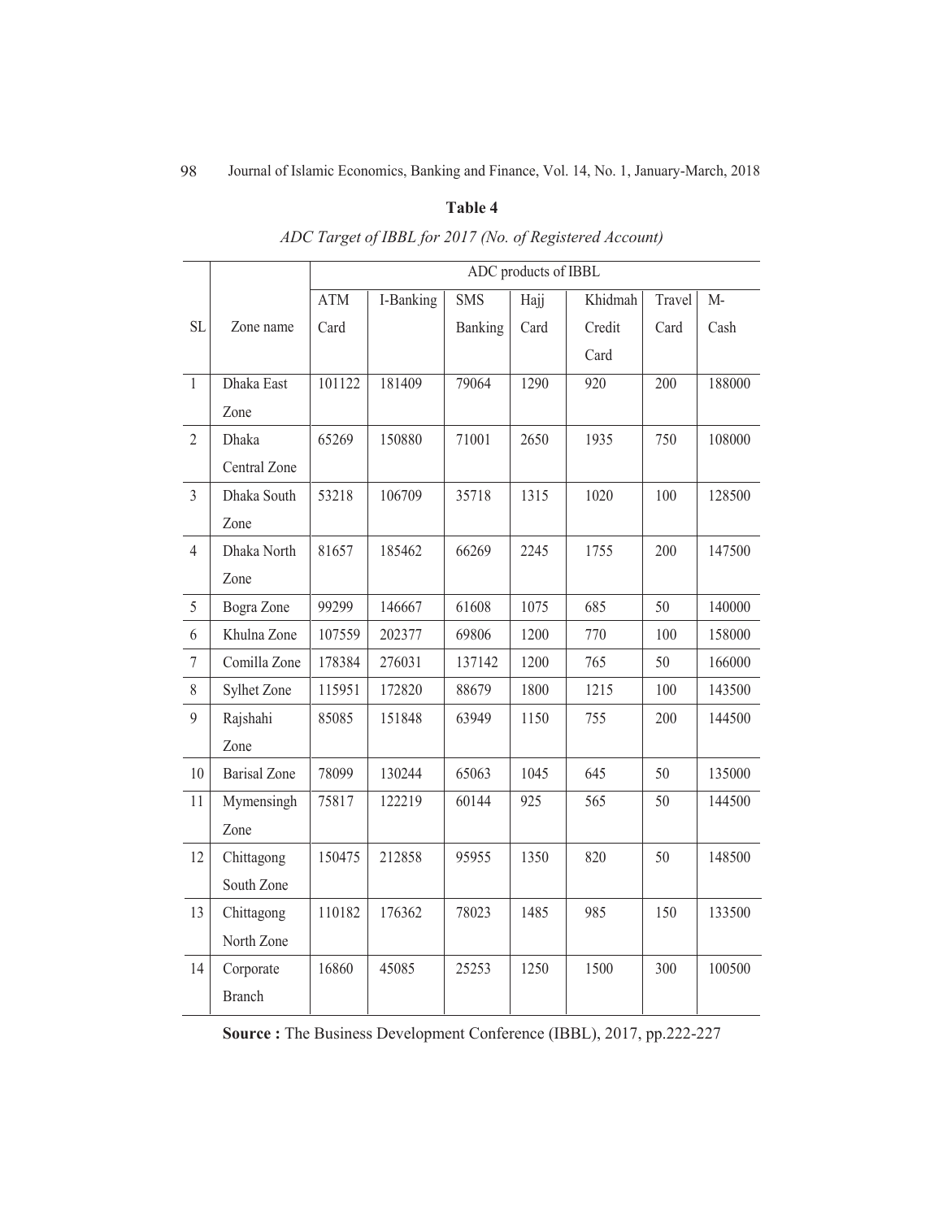**Table 4**

*ADC Target of IBBL for 2017 (No. of Registered Account)*

| SL | Zone name | ADC products of IBBL | | | | | | |
|---|---|---|---|---|---|---|---|---|
| | | ATM Card | I-Banking | SMS Banking | Hajj Card | Khidmah Credit Card | Travel Card | M-Cash |
| 1 | Dhaka East Zone | 101122 | 181409 | 79064 | 1290 | 920 | 200 | 188000 |
| 2 | Dhaka Central Zone | 65269 | 150880 | 71001 | 2650 | 1935 | 750 | 108000 |
| 3 | Dhaka South Zone | 53218 | 106709 | 35718 | 1315 | 1020 | 100 | 128500 |
| 4 | Dhaka North Zone | 81657 | 185462 | 66269 | 2245 | 1755 | 200 | 147500 |
| 5 | Bogra Zone | 99299 | 146667 | 61608 | 1075 | 685 | 50 | 140000 |
| 6 | Khulna Zone | 107559 | 202377 | 69806 | 1200 | 770 | 100 | 158000 |
| 7 | Comilla Zone | 178384 | 276031 | 137142 | 1200 | 765 | 50 | 166000 |
| 8 | Sylhet Zone | 115951 | 172820 | 88679 | 1800 | 1215 | 100 | 143500 |
| 9 | Rajshahi Zone | 85085 | 151848 | 63949 | 1150 | 755 | 200 | 144500 |
| 10 | Barisal Zone | 78099 | 130244 | 65063 | 1045 | 645 | 50 | 135000 |
| 11 | Mymensingh Zone | 75817 | 122219 | 60144 | 925 | 565 | 50 | 144500 |
| 12 | Chittagong South Zone | 150475 | 212858 | 95955 | 1350 | 820 | 50 | 148500 |
| 13 | Chittagong North Zone | 110182 | 176362 | 78023 | 1485 | 985 | 150 | 133500 |
| 14 | Corporate Branch | 16860 | 45085 | 25253 | 1250 | 1500 | 300 | 100500 |

**Source :** The Business Development Conference (IBBL), 2017, pp.222-227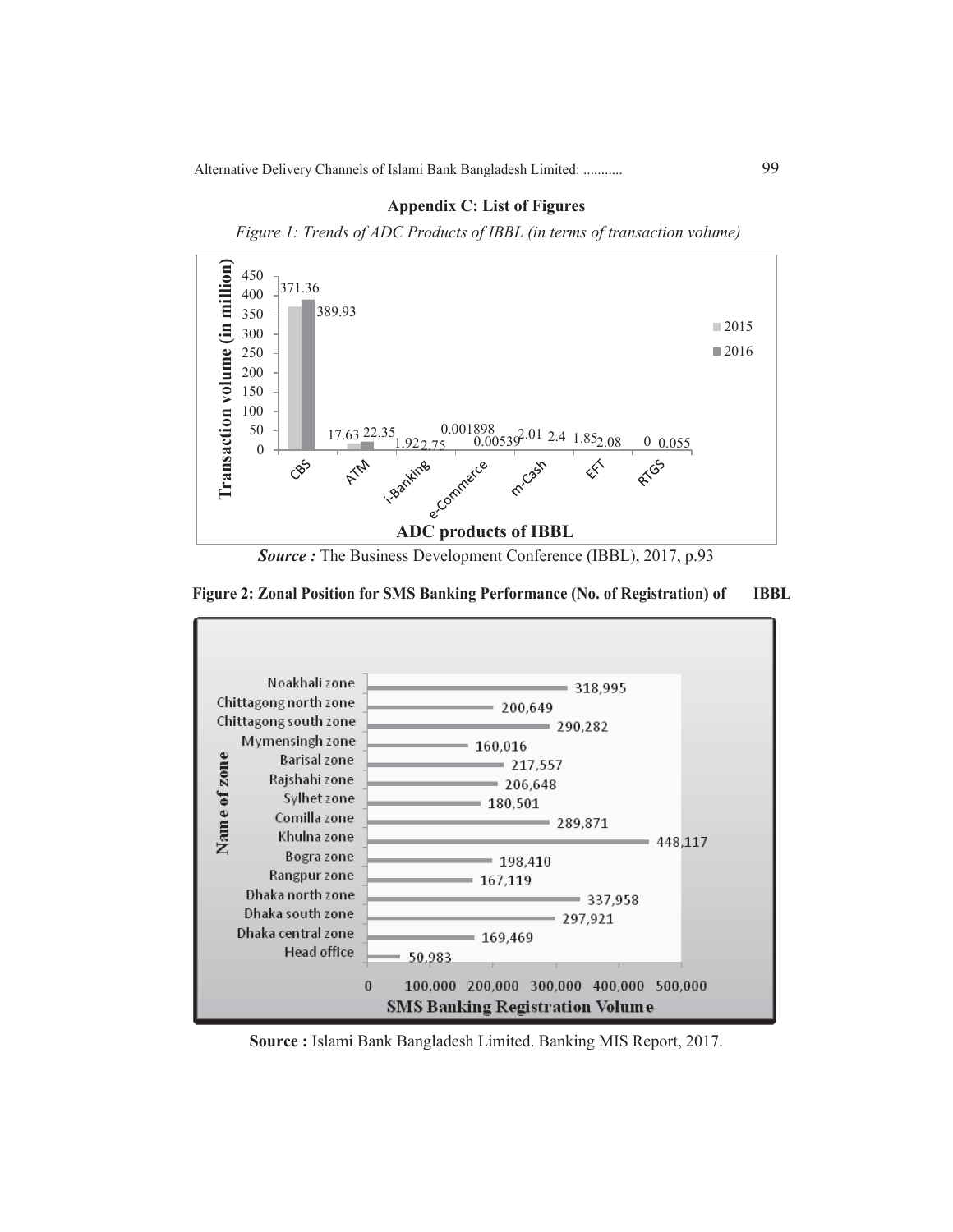## Appendix C: List of Figures

*Figure 1: Trends of ADC Products of IBBL (in terms of transaction volume)*

| ADC products of IBBL | 2015 | 2016 |
|---|---|---|
| CBS | 371.36 | 389.93 |
| ATM | 17.63 | 22.35 |
| i-Banking | 1.92 | 2.75 |
| e-Commerce | 0.001898 | 0.00539 |
| m-Cash | 2.01 | 2.4 |
| EFT | 1.85 | 2.08 |
| RTGS | 0 | 0.055 |

Transaction volume (in million)

***Source :*** The Business Development Conference (IBBL), 2017, p.93

**Figure 2: Zonal Position for SMS Banking Performance (No. of Registration) of IBBL**

| Name of zone | SMS Banking Registration Volume |
|---|---|
| Noakhali zone | 318,995 |
| Chittagong north zone | 200,649 |
| Chittagong south zone | 290,282 |
| Mymensingh zone | 160,016 |
| Barisal zone | 217,557 |
| Rajshahi zone | 206,648 |
| Sylhet zone | 180,501 |
| Comilla zone | 289,871 |
| Khulna zone | 448,117 |
| Bogra zone | 198,410 |
| Rangpur zone | 167,119 |
| Dhaka north zone | 337,958 |
| Dhaka south zone | 297,921 |
| Dhaka central zone | 169,469 |
| Head office | 50,983 |

**Source :** Islami Bank Bangladesh Limited. Banking MIS Report, 2017.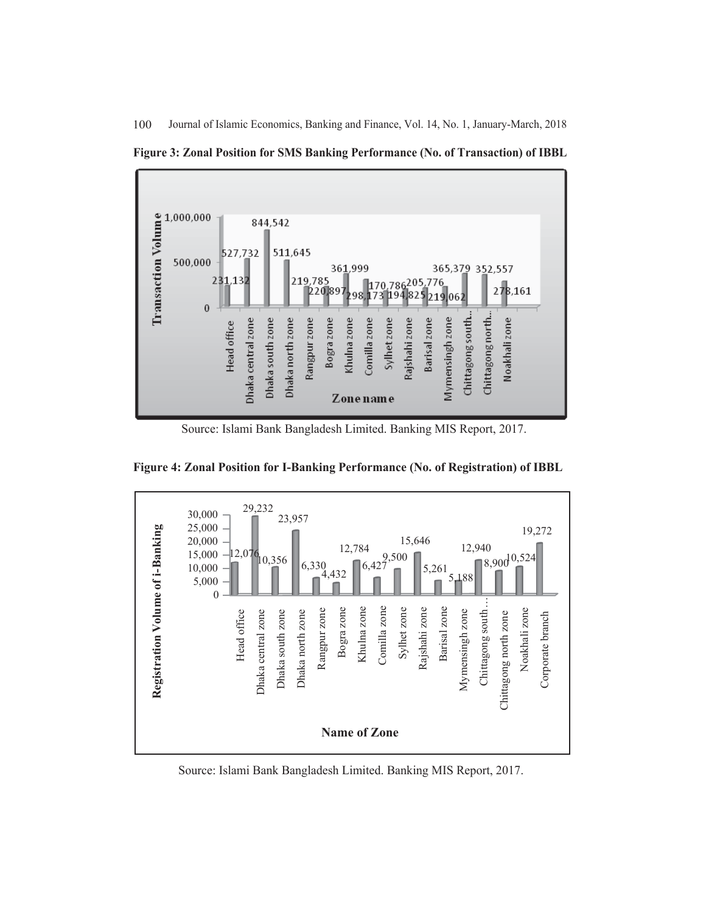**Figure 3: Zonal Position for SMS Banking Performance (No. of Transaction) of IBBL**

Source: Islami Bank Bangladesh Limited. Banking MIS Report, 2017.

**Figure 4: Zonal Position for I-Banking Performance (No. of Registration) of IBBL**

Source: Islami Bank Bangladesh Limited. Banking MIS Report, 2017.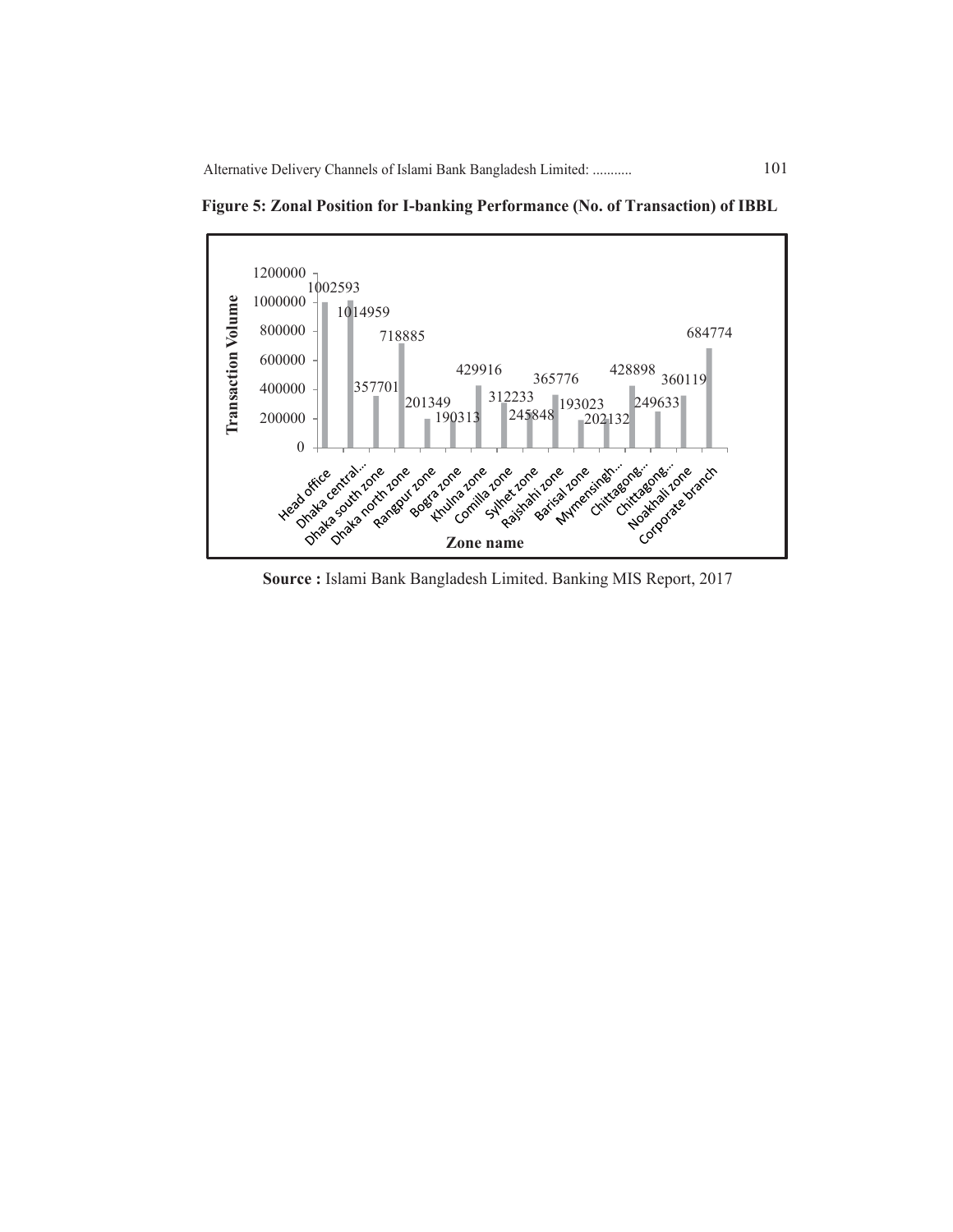**Figure 5: Zonal Position for I-banking Performance (No. of Transaction) of IBBL**

Transaction Volume

1200000
1000000
800000
600000
400000
200000
0

1002593
1014959
357701
718885
201349
190313
429916
312233
245848
365776
193023
202132
428898
249633
360119
684774

Head office
Dhaka central...
Dhaka south zone
Dhaka north zone
Rangpur zone
Bogra zone
Khulna zone
Comilla zone
Sylhet zone
Rajshahi zone
Barisal zone
Mymensingh...
Chittagong...
Chittagong...
Noakhali zone
Corporate branch

Zone name

**Source :** Islami Bank Bangladesh Limited. Banking MIS Report, 2017